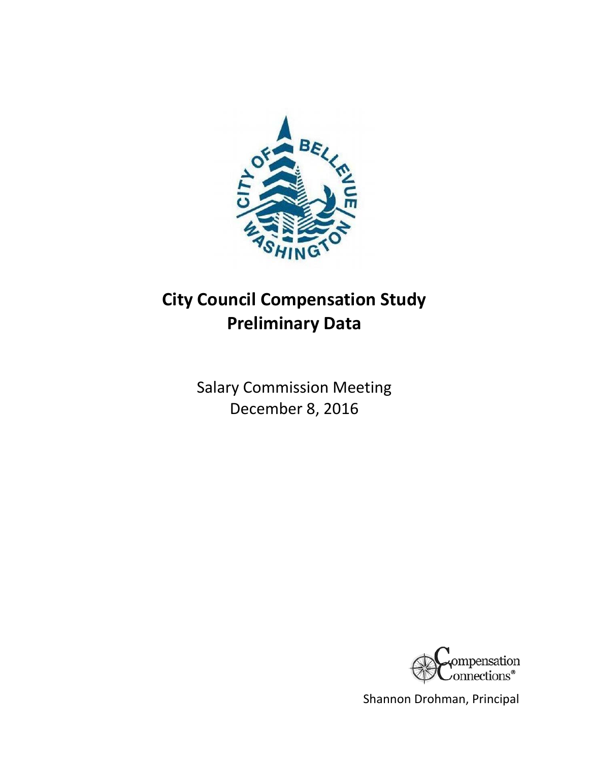# City Council Compensation Study
# Preliminary Data

Salary Commission Meeting
December 8, 2016

Compensation Connections®

Shannon Drohman, Principal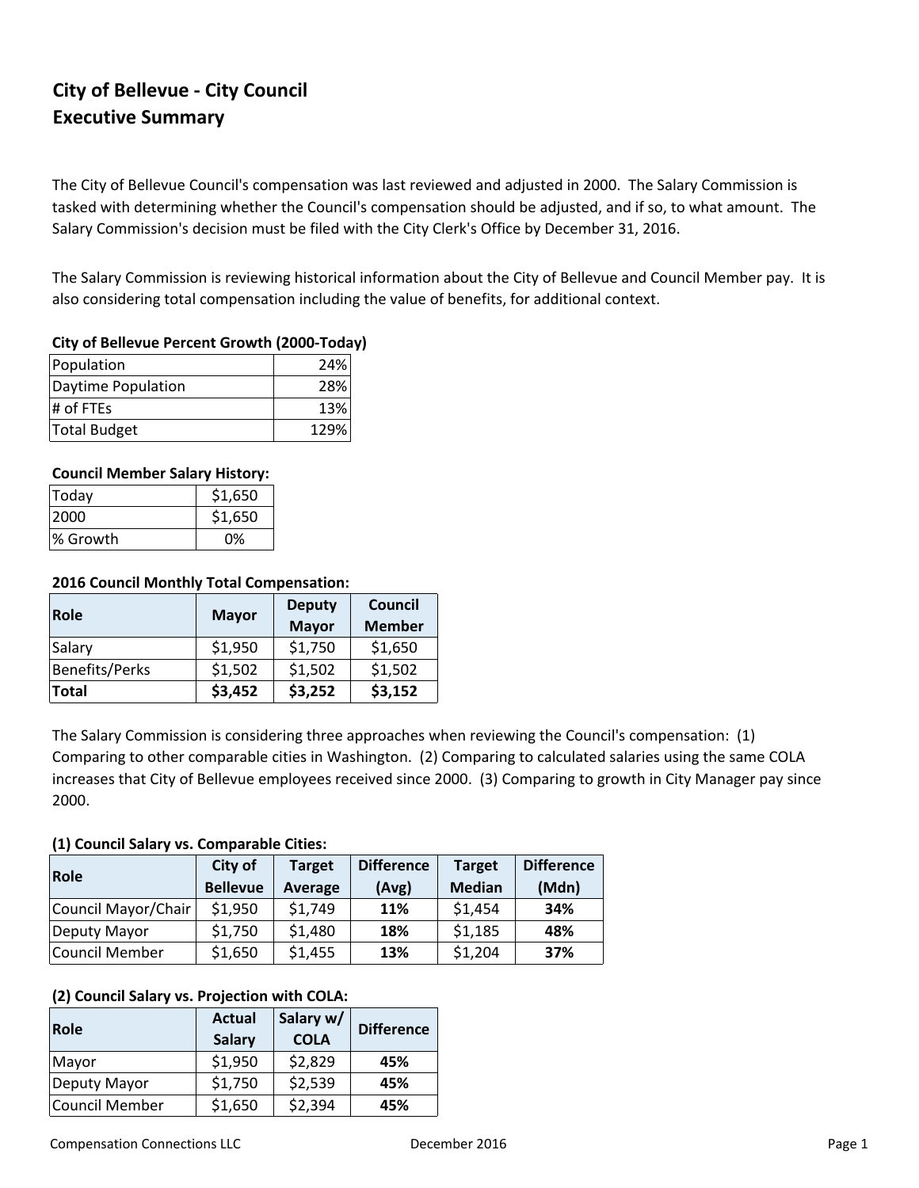# City of Bellevue - City Council
## Executive Summary

The City of Bellevue Council's compensation was last reviewed and adjusted in 2000. The Salary Commission is tasked with determining whether the Council's compensation should be adjusted, and if so, to what amount. The Salary Commission's decision must be filed with the City Clerk's Office by December 31, 2016.

The Salary Commission is reviewing historical information about the City of Bellevue and Council Member pay. It is also considering total compensation including the value of benefits, for additional context.

**City of Bellevue Percent Growth (2000-Today)**

| | |
|---|---|
| Population | 24% |
| Daytime Population | 28% |
| # of FTEs | 13% |
| Total Budget | 129% |

**Council Member Salary History:**

| | |
|---|---|
| Today | $1,650 |
| 2000 | $1,650 |
| % Growth | 0% |

**2016 Council Monthly Total Compensation:**

| Role | Mayor | Deputy Mayor | Council Member |
|---|---|---|---|
| Salary | $1,950 | $1,750 | $1,650 |
| Benefits/Perks | $1,502 | $1,502 | $1,502 |
| **Total** | **$3,452** | **$3,252** | **$3,152** |

The Salary Commission is considering three approaches when reviewing the Council's compensation: (1) Comparing to other comparable cities in Washington. (2) Comparing to calculated salaries using the same COLA increases that City of Bellevue employees received since 2000. (3) Comparing to growth in City Manager pay since 2000.

**(1) Council Salary vs. Comparable Cities:**

| Role | City of Bellevue | Target Average | Difference (Avg) | Target Median | Difference (Mdn) |
|---|---|---|---|---|---|
| Council Mayor/Chair | $1,950 | $1,749 | **11%** | $1,454 | **34%** |
| Deputy Mayor | $1,750 | $1,480 | **18%** | $1,185 | **48%** |
| Council Member | $1,650 | $1,455 | **13%** | $1,204 | **37%** |

**(2) Council Salary vs. Projection with COLA:**

| Role | Actual Salary | Salary w/ COLA | Difference |
|---|---|---|---|
| Mayor | $1,950 | $2,829 | **45%** |
| Deputy Mayor | $1,750 | $2,539 | **45%** |
| Council Member | $1,650 | $2,394 | **45%** |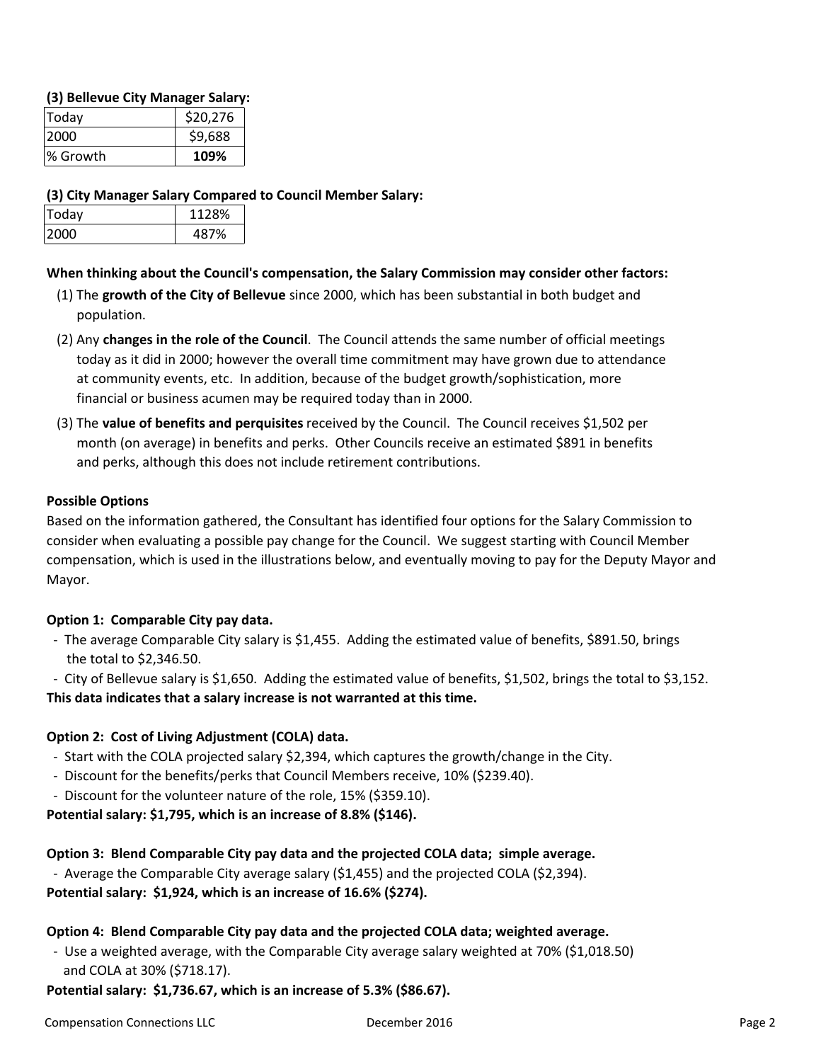**(3) Bellevue City Manager Salary:**

| | |
|---|---|
| Today | $20,276 |
| 2000 | $9,688 |
| % Growth | **109%** |

**(3) City Manager Salary Compared to Council Member Salary:**

| | |
|---|---|
| Today | 1128% |
| 2000 | 487% |

**When thinking about the Council's compensation, the Salary Commission may consider other factors:**

(1) The **growth of the City of Bellevue** since 2000, which has been substantial in both budget and population.

(2) Any **changes in the role of the Council**. The Council attends the same number of official meetings today as it did in 2000; however the overall time commitment may have grown due to attendance at community events, etc. In addition, because of the budget growth/sophistication, more financial or business acumen may be required today than in 2000.

(3) The **value of benefits and perquisites** received by the Council. The Council receives $1,502 per month (on average) in benefits and perks. Other Councils receive an estimated $891 in benefits and perks, although this does not include retirement contributions.

**Possible Options**

Based on the information gathered, the Consultant has identified four options for the Salary Commission to consider when evaluating a possible pay change for the Council. We suggest starting with Council Member compensation, which is used in the illustrations below, and eventually moving to pay for the Deputy Mayor and Mayor.

**Option 1: Comparable City pay data.**

- The average Comparable City salary is $1,455. Adding the estimated value of benefits, $891.50, brings the total to $2,346.50.
- City of Bellevue salary is $1,650. Adding the estimated value of benefits, $1,502, brings the total to $3,152.

**This data indicates that a salary increase is not warranted at this time.**

**Option 2: Cost of Living Adjustment (COLA) data.**

- Start with the COLA projected salary $2,394, which captures the growth/change in the City.
- Discount for the benefits/perks that Council Members receive, 10% ($239.40).
- Discount for the volunteer nature of the role, 15% ($359.10).

**Potential salary: $1,795, which is an increase of 8.8% ($146).**

**Option 3: Blend Comparable City pay data and the projected COLA data; simple average.**

- Average the Comparable City average salary ($1,455) and the projected COLA ($2,394).

**Potential salary: $1,924, which is an increase of 16.6% ($274).**

**Option 4: Blend Comparable City pay data and the projected COLA data; weighted average.**

- Use a weighted average, with the Comparable City average salary weighted at 70% ($1,018.50) and COLA at 30% ($718.17).

**Potential salary: $1,736.67, which is an increase of 5.3% ($86.67).**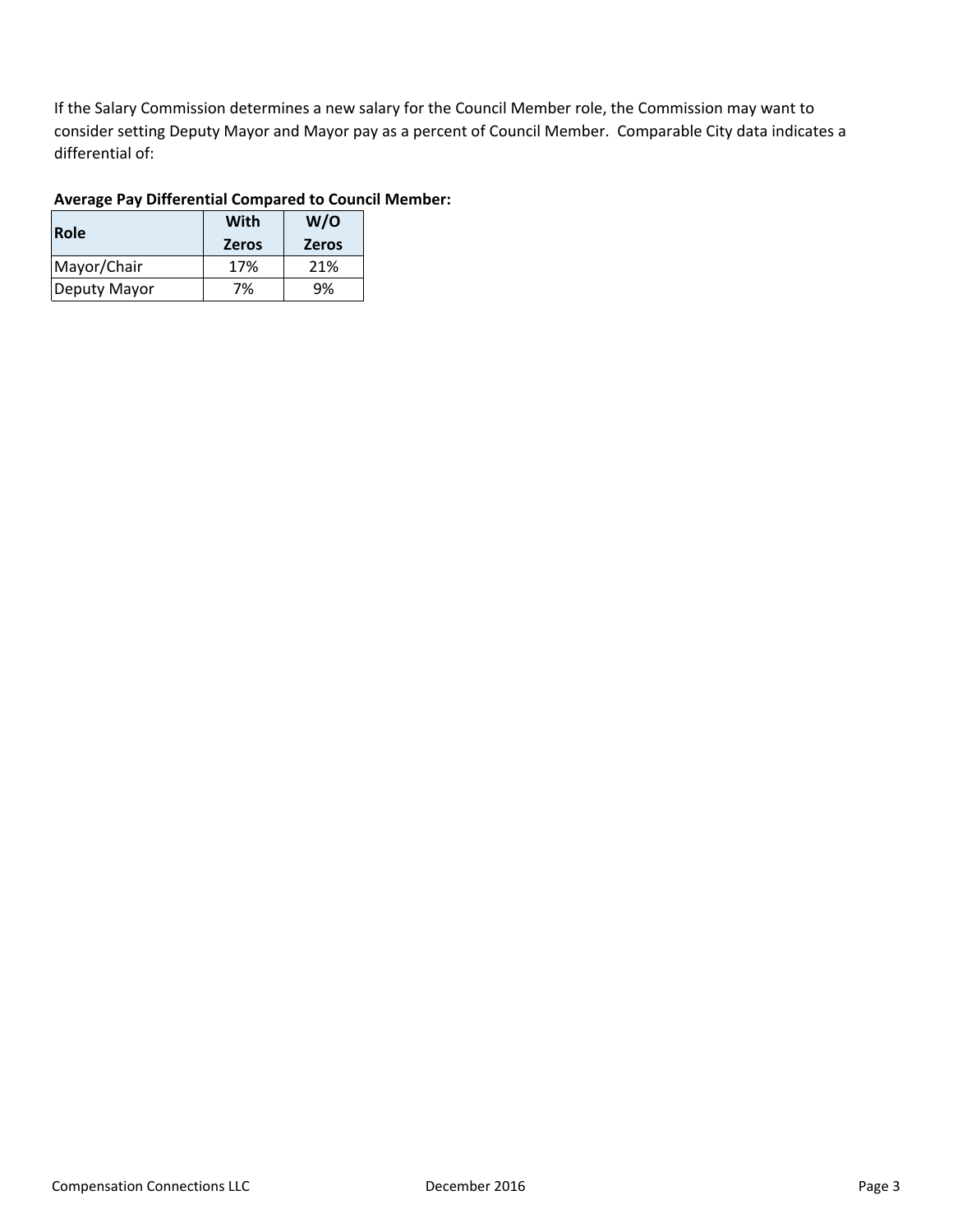If the Salary Commission determines a new salary for the Council Member role, the Commission may want to consider setting Deputy Mayor and Mayor pay as a percent of Council Member. Comparable City data indicates a differential of:

**Average Pay Differential Compared to Council Member:**

| Role | With Zeros | W/O Zeros |
|---|---|---|
| Mayor/Chair | 17% | 21% |
| Deputy Mayor | 7% | 9% |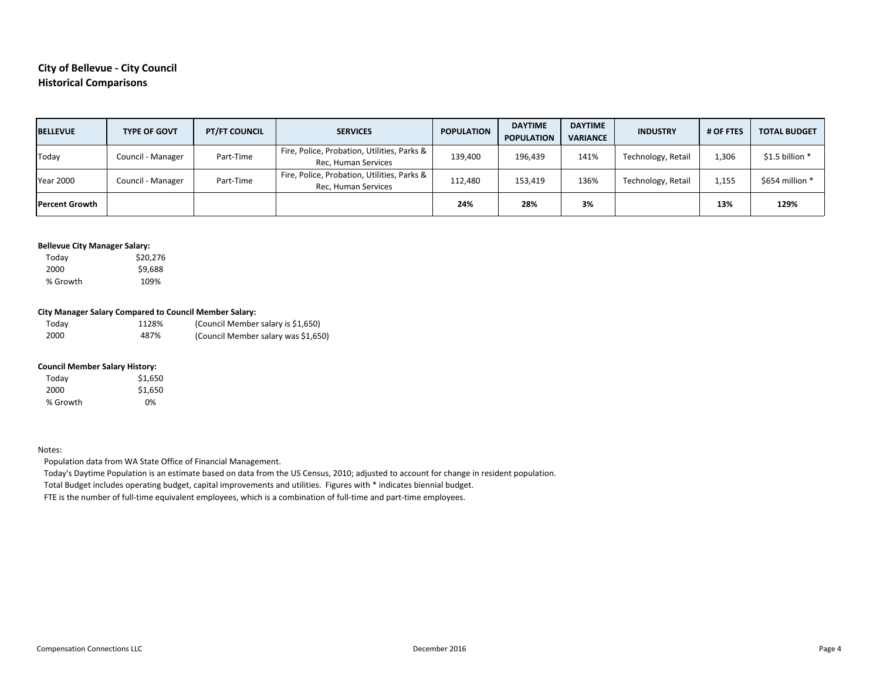## City of Bellevue - City Council
## Historical Comparisons

| BELLEVUE | TYPE OF GOVT | PT/FT COUNCIL | SERVICES | POPULATION | DAYTIME POPULATION | DAYTIME VARIANCE | INDUSTRY | # OF FTES | TOTAL BUDGET |
|---|---|---|---|---|---|---|---|---|---|
| Today | Council - Manager | Part-Time | Fire, Police, Probation, Utilities, Parks & Rec, Human Services | 139,400 | 196,439 | 141% | Technology, Retail | 1,306 | $1.5 billion * |
| Year 2000 | Council - Manager | Part-Time | Fire, Police, Probation, Utilities, Parks & Rec, Human Services | 112,480 | 153,419 | 136% | Technology, Retail | 1,155 | $654 million * |
| **Percent Growth** | | | | **24%** | **28%** | **3%** | | **13%** | **129%** |

**Bellevue City Manager Salary:**

| | |
|---|---|
| Today | $20,276 |
| 2000 | $9,688 |
| % Growth | 109% |

**City Manager Salary Compared to Council Member Salary:**

| | | |
|---|---|---|
| Today | 1128% | (Council Member salary is $1,650) |
| 2000 | 487% | (Council Member salary was $1,650) |

**Council Member Salary History:**

| | |
|---|---|
| Today | $1,650 |
| 2000 | $1,650 |
| % Growth | 0% |

Notes:

Population data from WA State Office of Financial Management.

Today's Daytime Population is an estimate based on data from the US Census, 2010; adjusted to account for change in resident population.

Total Budget includes operating budget, capital improvements and utilities. Figures with * indicates biennial budget.

FTE is the number of full-time equivalent employees, which is a combination of full-time and part-time employees.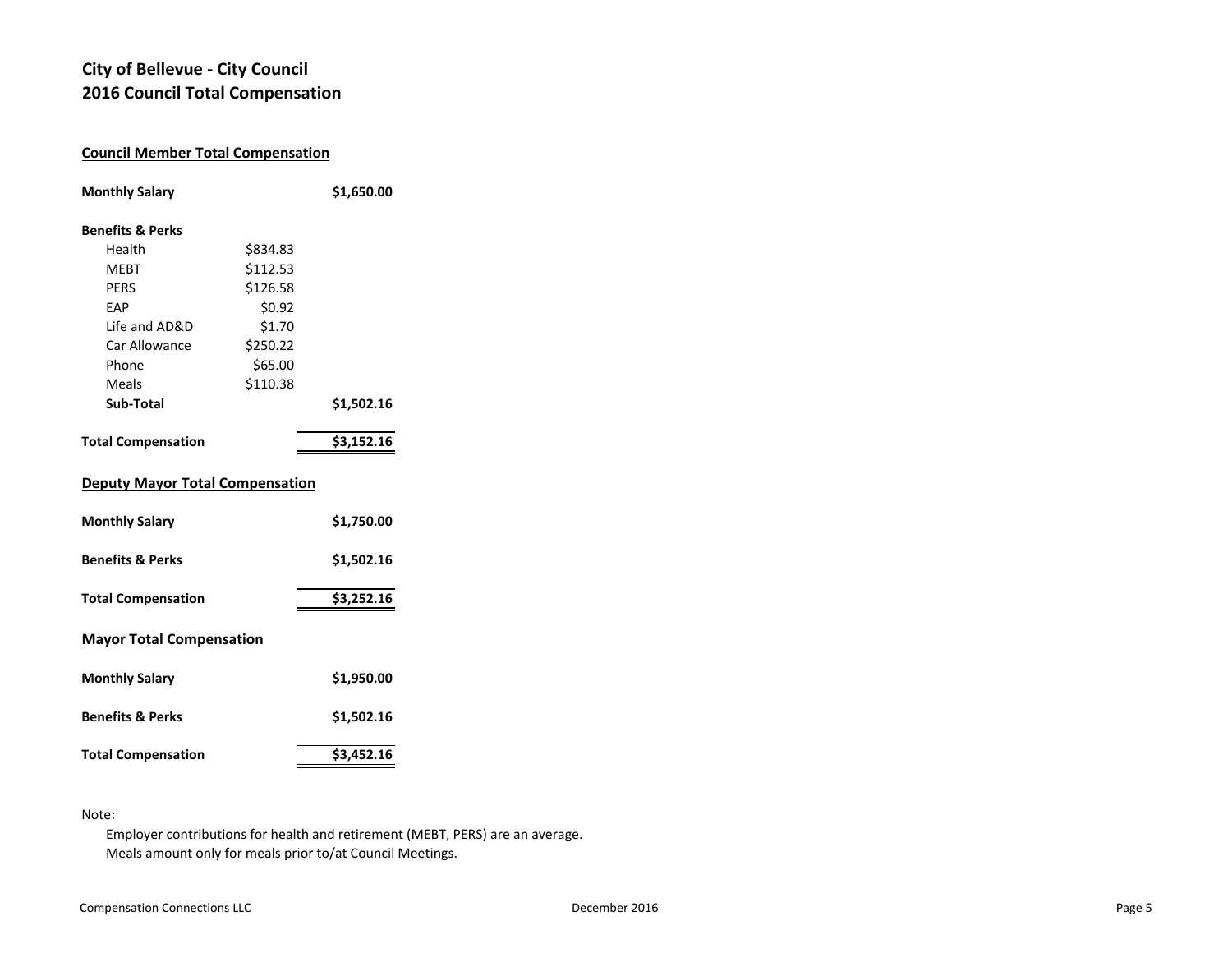# City of Bellevue - City Council
# 2016 Council Total Compensation

## Council Member Total Compensation

| | | |
|---|---|---|
| **Monthly Salary** | | **$1,650.00** |
| **Benefits & Perks** | | |
| Health | $834.83 | |
| MEBT | $112.53 | |
| PERS | $126.58 | |
| EAP | $0.92 | |
| Life and AD&D | $1.70 | |
| Car Allowance | $250.22 | |
| Phone | $65.00 | |
| Meals | $110.38 | |
| **Sub-Total** | | **$1,502.16** |
| **Total Compensation** | | **$3,152.16** |

## Deputy Mayor Total Compensation

| | |
|---|---|
| **Monthly Salary** | **$1,750.00** |
| **Benefits & Perks** | **$1,502.16** |
| **Total Compensation** | **$3,252.16** |

## Mayor Total Compensation

| | |
|---|---|
| **Monthly Salary** | **$1,950.00** |
| **Benefits & Perks** | **$1,502.16** |
| **Total Compensation** | **$3,452.16** |

Note:

Employer contributions for health and retirement (MEBT, PERS) are an average.
Meals amount only for meals prior to/at Council Meetings.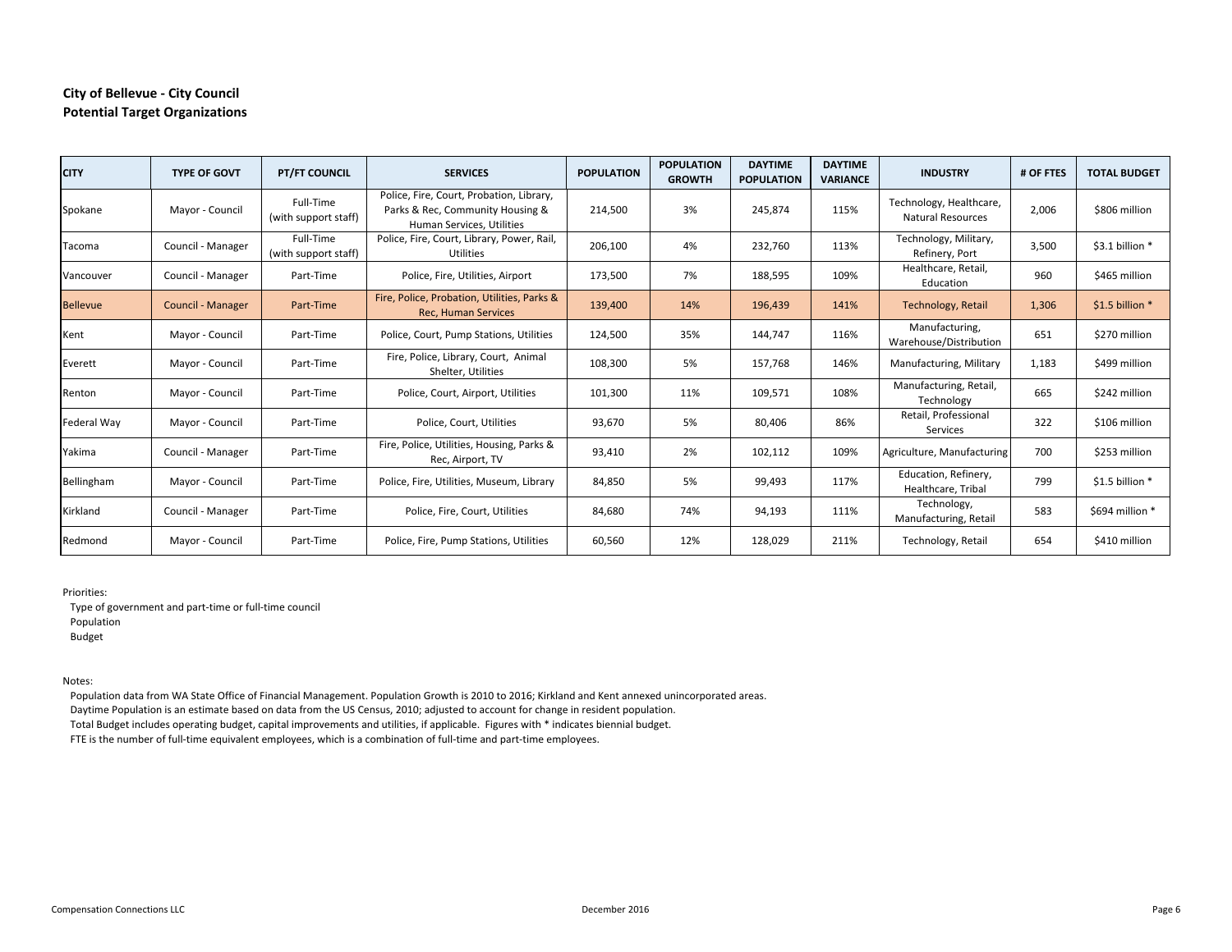**City of Bellevue - City Council**
**Potential Target Organizations**

| CITY | TYPE OF GOVT | PT/FT COUNCIL | SERVICES | POPULATION | POPULATION GROWTH | DAYTIME POPULATION | DAYTIME VARIANCE | INDUSTRY | # OF FTES | TOTAL BUDGET |
|---|---|---|---|---|---|---|---|---|---|---|
| Spokane | Mayor - Council | Full-Time (with support staff) | Police, Fire, Court, Probation, Library, Parks & Rec, Community Housing & Human Services, Utilities | 214,500 | 3% | 245,874 | 115% | Technology, Healthcare, Natural Resources | 2,006 | $806 million |
| Tacoma | Council - Manager | Full-Time (with support staff) | Police, Fire, Court, Library, Power, Rail, Utilities | 206,100 | 4% | 232,760 | 113% | Technology, Military, Refinery, Port | 3,500 | $3.1 billion * |
| Vancouver | Council - Manager | Part-Time | Police, Fire, Utilities, Airport | 173,500 | 7% | 188,595 | 109% | Healthcare, Retail, Education | 960 | $465 million |
| Bellevue | Council - Manager | Part-Time | Fire, Police, Probation, Utilities, Parks & Rec, Human Services | 139,400 | 14% | 196,439 | 141% | Technology, Retail | 1,306 | $1.5 billion * |
| Kent | Mayor - Council | Part-Time | Police, Court, Pump Stations, Utilities | 124,500 | 35% | 144,747 | 116% | Manufacturing, Warehouse/Distribution | 651 | $270 million |
| Everett | Mayor - Council | Part-Time | Fire, Police, Library, Court, Animal Shelter, Utilities | 108,300 | 5% | 157,768 | 146% | Manufacturing, Military | 1,183 | $499 million |
| Renton | Mayor - Council | Part-Time | Police, Court, Airport, Utilities | 101,300 | 11% | 109,571 | 108% | Manufacturing, Retail, Technology | 665 | $242 million |
| Federal Way | Mayor - Council | Part-Time | Police, Court, Utilities | 93,670 | 5% | 80,406 | 86% | Retail, Professional Services | 322 | $106 million |
| Yakima | Council - Manager | Part-Time | Fire, Police, Utilities, Housing, Parks & Rec, Airport, TV | 93,410 | 2% | 102,112 | 109% | Agriculture, Manufacturing | 700 | $253 million |
| Bellingham | Mayor - Council | Part-Time | Police, Fire, Utilities, Museum, Library | 84,850 | 5% | 99,493 | 117% | Education, Refinery, Healthcare, Tribal | 799 | $1.5 billion * |
| Kirkland | Council - Manager | Part-Time | Police, Fire, Court, Utilities | 84,680 | 74% | 94,193 | 111% | Technology, Manufacturing, Retail | 583 | $694 million * |
| Redmond | Mayor - Council | Part-Time | Police, Fire, Pump Stations, Utilities | 60,560 | 12% | 128,029 | 211% | Technology, Retail | 654 | $410 million |

Priorities:

- Type of government and part-time or full-time council
- Population
- Budget

Notes:

- Population data from WA State Office of Financial Management. Population Growth is 2010 to 2016; Kirkland and Kent annexed unincorporated areas.
- Daytime Population is an estimate based on data from the US Census, 2010; adjusted to account for change in resident population.
- Total Budget includes operating budget, capital improvements and utilities, if applicable. Figures with * indicates biennial budget.
- FTE is the number of full-time equivalent employees, which is a combination of full-time and part-time employees.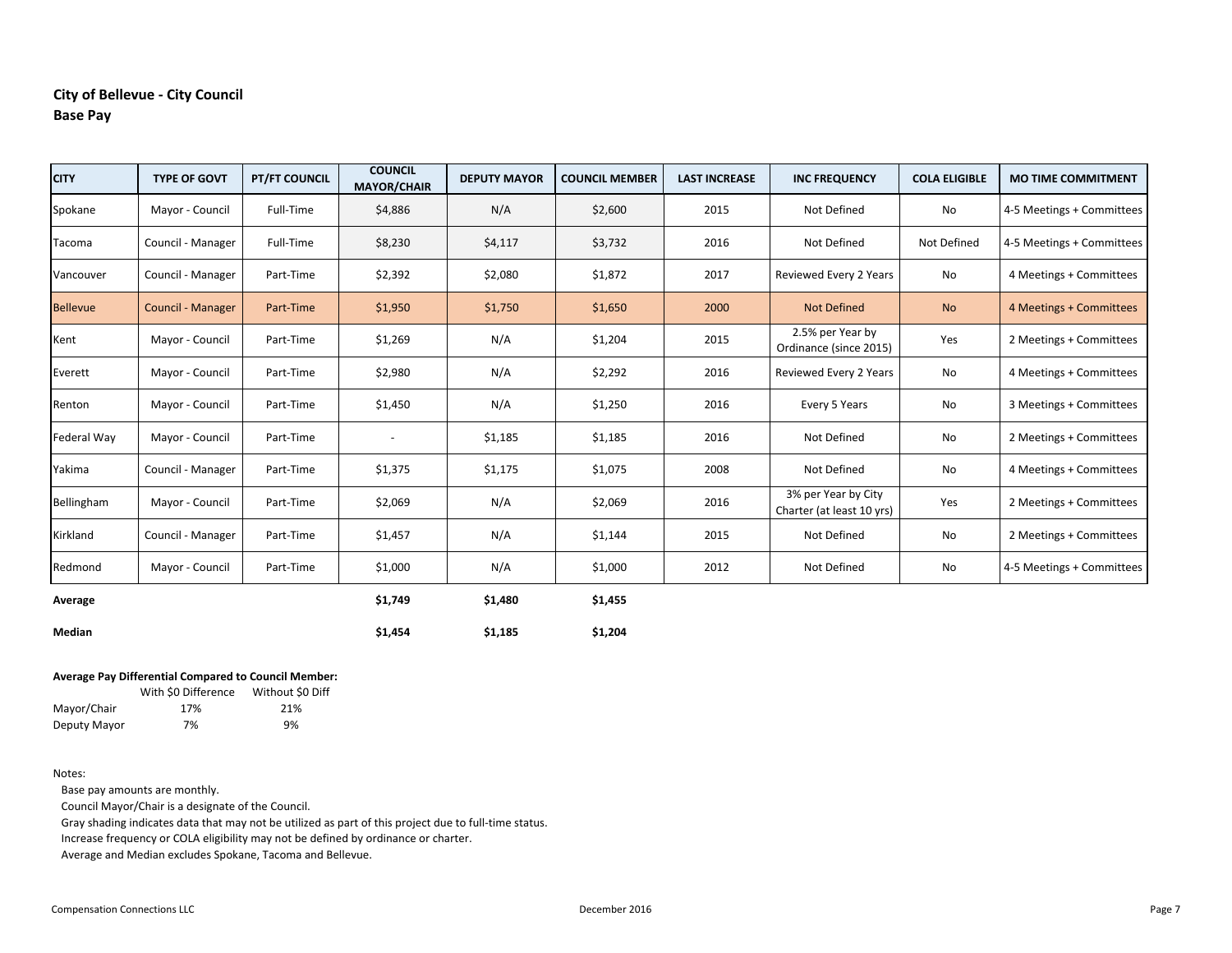## City of Bellevue - City Council
### Base Pay

| CITY | TYPE OF GOVT | PT/FT COUNCIL | COUNCIL MAYOR/CHAIR | DEPUTY MAYOR | COUNCIL MEMBER | LAST INCREASE | INC FREQUENCY | COLA ELIGIBLE | MO TIME COMMITMENT |
|---|---|---|---|---|---|---|---|---|---|
| Spokane | Mayor - Council | Full-Time | $4,886 | N/A | $2,600 | 2015 | Not Defined | No | 4-5 Meetings + Committees |
| Tacoma | Council - Manager | Full-Time | $8,230 | $4,117 | $3,732 | 2016 | Not Defined | Not Defined | 4-5 Meetings + Committees |
| Vancouver | Council - Manager | Part-Time | $2,392 | $2,080 | $1,872 | 2017 | Reviewed Every 2 Years | No | 4 Meetings + Committees |
| Bellevue | Council - Manager | Part-Time | $1,950 | $1,750 | $1,650 | 2000 | Not Defined | No | 4 Meetings + Committees |
| Kent | Mayor - Council | Part-Time | $1,269 | N/A | $1,204 | 2015 | 2.5% per Year by Ordinance (since 2015) | Yes | 2 Meetings + Committees |
| Everett | Mayor - Council | Part-Time | $2,980 | N/A | $2,292 | 2016 | Reviewed Every 2 Years | No | 4 Meetings + Committees |
| Renton | Mayor - Council | Part-Time | $1,450 | N/A | $1,250 | 2016 | Every 5 Years | No | 3 Meetings + Committees |
| Federal Way | Mayor - Council | Part-Time | - | $1,185 | $1,185 | 2016 | Not Defined | No | 2 Meetings + Committees |
| Yakima | Council - Manager | Part-Time | $1,375 | $1,175 | $1,075 | 2008 | Not Defined | No | 4 Meetings + Committees |
| Bellingham | Mayor - Council | Part-Time | $2,069 | N/A | $2,069 | 2016 | 3% per Year by City Charter (at least 10 yrs) | Yes | 2 Meetings + Committees |
| Kirkland | Council - Manager | Part-Time | $1,457 | N/A | $1,144 | 2015 | Not Defined | No | 2 Meetings + Committees |
| Redmond | Mayor - Council | Part-Time | $1,000 | N/A | $1,000 | 2012 | Not Defined | No | 4-5 Meetings + Committees |
| **Average** | | | **$1,749** | **$1,480** | **$1,455** | | | | |
| **Median** | | | **$1,454** | **$1,185** | **$1,204** | | | | |

**Average Pay Differential Compared to Council Member:**

| | With $0 Difference | Without $0 Diff |
|---|---|---|
| Mayor/Chair | 17% | 21% |
| Deputy Mayor | 7% | 9% |

Notes:

- Base pay amounts are monthly.
- Council Mayor/Chair is a designate of the Council.
- Gray shading indicates data that may not be utilized as part of this project due to full-time status.
- Increase frequency or COLA eligibility may not be defined by ordinance or charter.
- Average and Median excludes Spokane, Tacoma and Bellevue.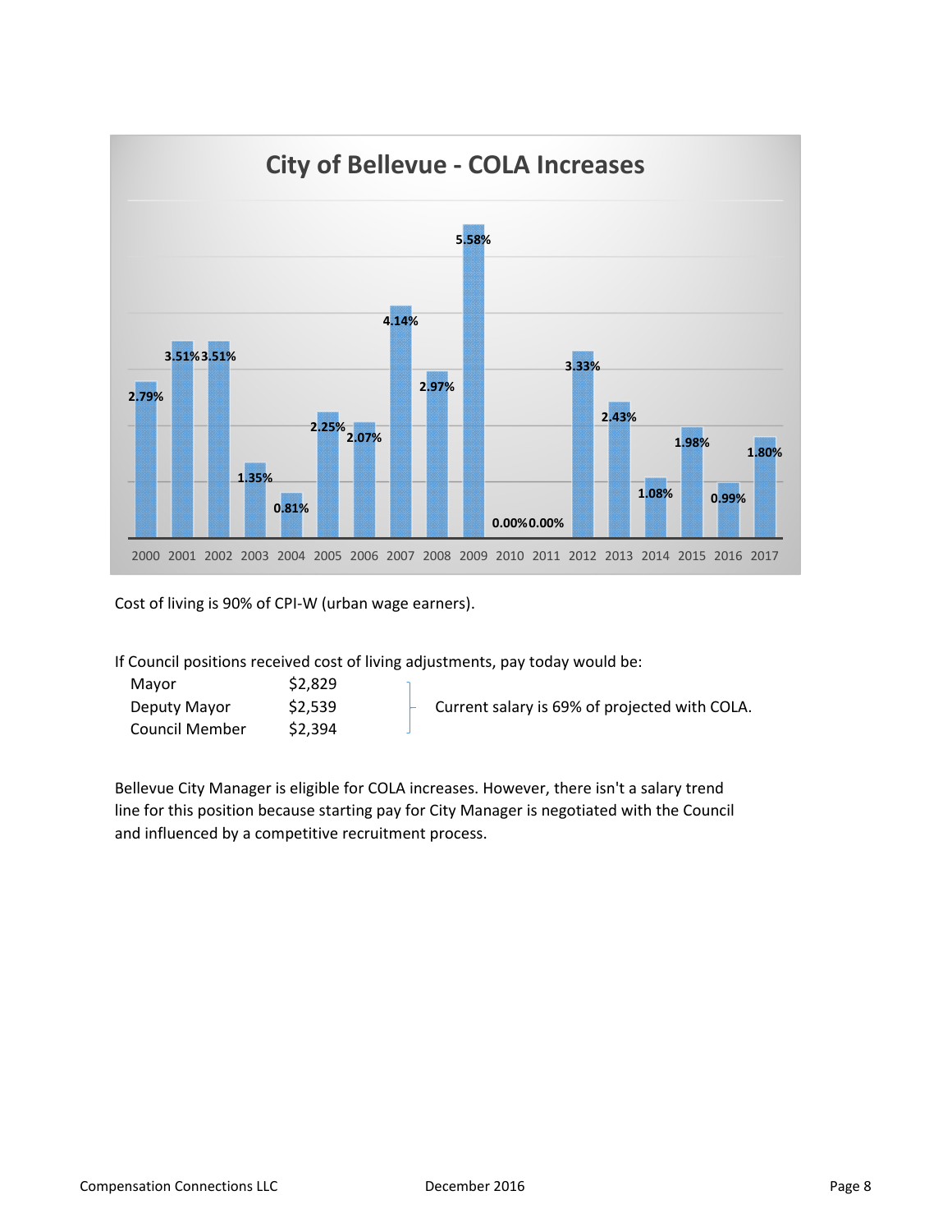## City of Bellevue - COLA Increases

| Year | COLA Increase |
|---|---|
| 2000 | 2.79% |
| 2001 | 3.51% |
| 2002 | 3.51% |
| 2003 | 1.35% |
| 2004 | 0.81% |
| 2005 | 2.25% |
| 2006 | 2.07% |
| 2007 | 4.14% |
| 2008 | 2.97% |
| 2009 | 5.58% |
| 2010 | 0.00% |
| 2011 | 0.00% |
| 2012 | 3.33% |
| 2013 | 2.43% |
| 2014 | 1.08% |
| 2015 | 1.98% |
| 2016 | 0.99% |
| 2017 | 1.80% |

Cost of living is 90% of CPI-W (urban wage earners).

If Council positions received cost of living adjustments, pay today would be:

| Position | Pay |
|---|---|
| Mayor | $2,829 |
| Deputy Mayor | $2,539 |
| Council Member | $2,394 |

Current salary is 69% of projected with COLA.

Bellevue City Manager is eligible for COLA increases. However, there isn't a salary trend line for this position because starting pay for City Manager is negotiated with the Council and influenced by a competitive recruitment process.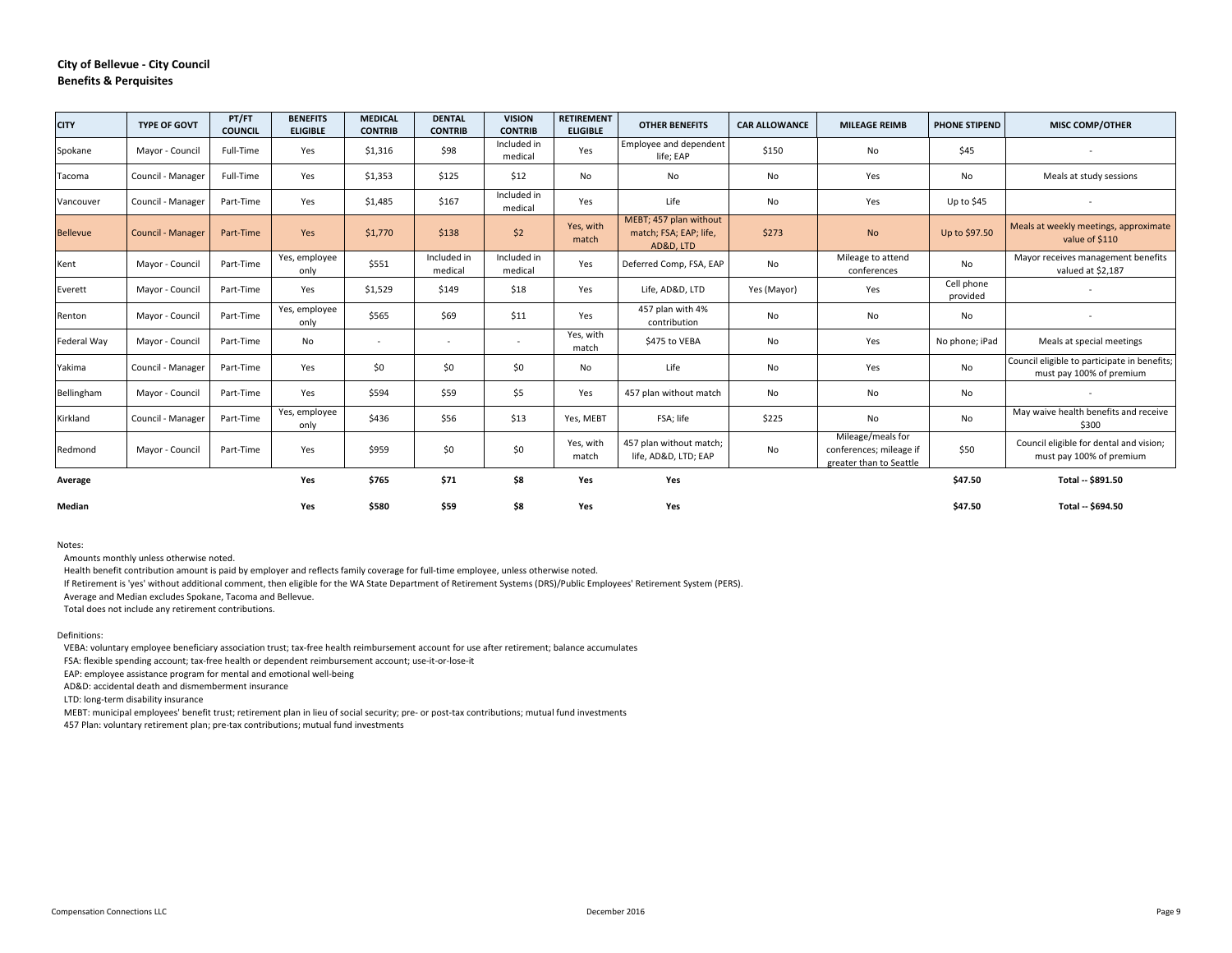**City of Bellevue - City Council**
**Benefits & Perquisites**

| CITY | TYPE OF GOVT | PT/FT COUNCIL | BENEFITS ELIGIBLE | MEDICAL CONTRIB | DENTAL CONTRIB | VISION CONTRIB | RETIREMENT ELIGIBLE | OTHER BENEFITS | CAR ALLOWANCE | MILEAGE REIMB | PHONE STIPEND | MISC COMP/OTHER |
|---|---|---|---|---|---|---|---|---|---|---|---|---|
| Spokane | Mayor - Council | Full-Time | Yes | $1,316 | $98 | Included in medical | Yes | Employee and dependent life; EAP | $150 | No | $45 | - |
| Tacoma | Council - Manager | Full-Time | Yes | $1,353 | $125 | $12 | No | No | No | Yes | No | Meals at study sessions |
| Vancouver | Council - Manager | Part-Time | Yes | $1,485 | $167 | Included in medical | Yes | Life | No | Yes | Up to $45 | - |
| Bellevue | Council - Manager | Part-Time | Yes | $1,770 | $138 | $2 | Yes, with match | MEBT; 457 plan without match; FSA; EAP; life, AD&D, LTD | $273 | No | Up to $97.50 | Meals at weekly meetings, approximate value of $110 |
| Kent | Mayor - Council | Part-Time | Yes, employee only | $551 | Included in medical | Included in medical | Yes | Deferred Comp, FSA, EAP | No | Mileage to attend conferences | No | Mayor receives management benefits valued at $2,187 |
| Everett | Mayor - Council | Part-Time | Yes | $1,529 | $149 | $18 | Yes | Life, AD&D, LTD | Yes (Mayor) | Yes | Cell phone provided | - |
| Renton | Mayor - Council | Part-Time | Yes, employee only | $565 | $69 | $11 | Yes | 457 plan with 4% contribution | No | No | No | - |
| Federal Way | Mayor - Council | Part-Time | No | - | - | - | Yes, with match | $475 to VEBA | No | Yes | No phone; iPad | Meals at special meetings |
| Yakima | Council - Manager | Part-Time | Yes | $0 | $0 | $0 | No | Life | No | Yes | No | Council eligible to participate in benefits; must pay 100% of premium |
| Bellingham | Mayor - Council | Part-Time | Yes | $594 | $59 | $5 | Yes | 457 plan without match | No | No | No | - |
| Kirkland | Council - Manager | Part-Time | Yes, employee only | $436 | $56 | $13 | Yes, MEBT | FSA; life | $225 | No | No | May waive health benefits and receive $300 |
| Redmond | Mayor - Council | Part-Time | Yes | $959 | $0 | $0 | Yes, with match | 457 plan without match; life, AD&D, LTD; EAP | No | Mileage/meals for conferences; mileage if greater than to Seattle | $50 | Council eligible for dental and vision; must pay 100% of premium |
| **Average** | | | **Yes** | **$765** | **$71** | **$8** | **Yes** | **Yes** | | | **$47.50** | **Total -- $891.50** |
| **Median** | | | **Yes** | **$580** | **$59** | **$8** | **Yes** | **Yes** | | | **$47.50** | **Total -- $694.50** |

Notes:

Amounts monthly unless otherwise noted.

Health benefit contribution amount is paid by employer and reflects family coverage for full-time employee, unless otherwise noted.

If Retirement is 'yes' without additional comment, then eligible for the WA State Department of Retirement Systems (DRS)/Public Employees' Retirement System (PERS).

Average and Median excludes Spokane, Tacoma and Bellevue.

Total does not include any retirement contributions.

Definitions:

VEBA: voluntary employee beneficiary association trust; tax-free health reimbursement account for use after retirement; balance accumulates

FSA: flexible spending account; tax-free health or dependent reimbursement account; use-it-or-lose-it

EAP: employee assistance program for mental and emotional well-being

AD&D: accidental death and dismemberment insurance

LTD: long-term disability insurance

MEBT: municipal employees' benefit trust; retirement plan in lieu of social security; pre- or post-tax contributions; mutual fund investments

457 Plan: voluntary retirement plan; pre-tax contributions; mutual fund investments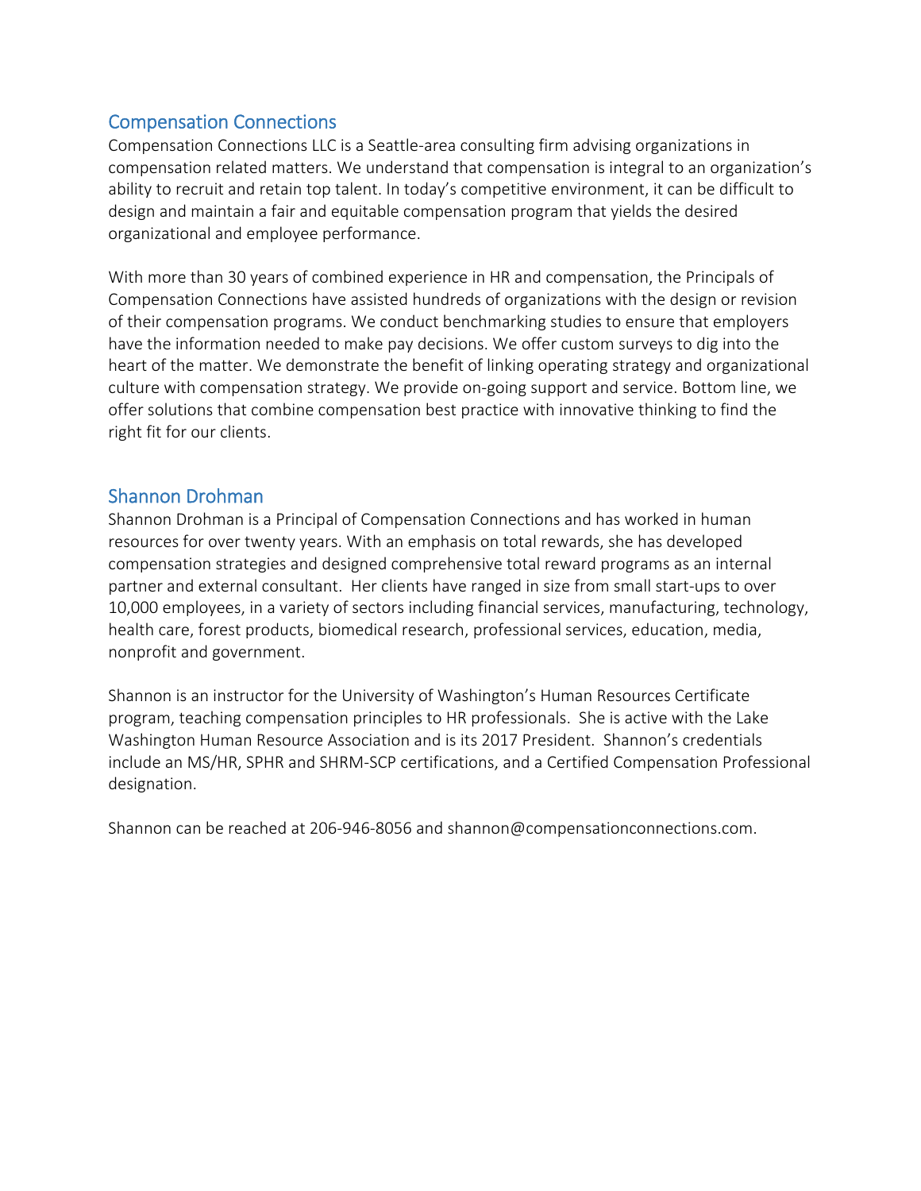## Compensation Connections

Compensation Connections LLC is a Seattle-area consulting firm advising organizations in compensation related matters. We understand that compensation is integral to an organization's ability to recruit and retain top talent. In today's competitive environment, it can be difficult to design and maintain a fair and equitable compensation program that yields the desired organizational and employee performance.

With more than 30 years of combined experience in HR and compensation, the Principals of Compensation Connections have assisted hundreds of organizations with the design or revision of their compensation programs. We conduct benchmarking studies to ensure that employers have the information needed to make pay decisions. We offer custom surveys to dig into the heart of the matter. We demonstrate the benefit of linking operating strategy and organizational culture with compensation strategy. We provide on-going support and service. Bottom line, we offer solutions that combine compensation best practice with innovative thinking to find the right fit for our clients.

## Shannon Drohman

Shannon Drohman is a Principal of Compensation Connections and has worked in human resources for over twenty years. With an emphasis on total rewards, she has developed compensation strategies and designed comprehensive total reward programs as an internal partner and external consultant. Her clients have ranged in size from small start-ups to over 10,000 employees, in a variety of sectors including financial services, manufacturing, technology, health care, forest products, biomedical research, professional services, education, media, nonprofit and government.

Shannon is an instructor for the University of Washington's Human Resources Certificate program, teaching compensation principles to HR professionals. She is active with the Lake Washington Human Resource Association and is its 2017 President. Shannon's credentials include an MS/HR, SPHR and SHRM-SCP certifications, and a Certified Compensation Professional designation.

Shannon can be reached at 206-946-8056 and shannon@compensationconnections.com.